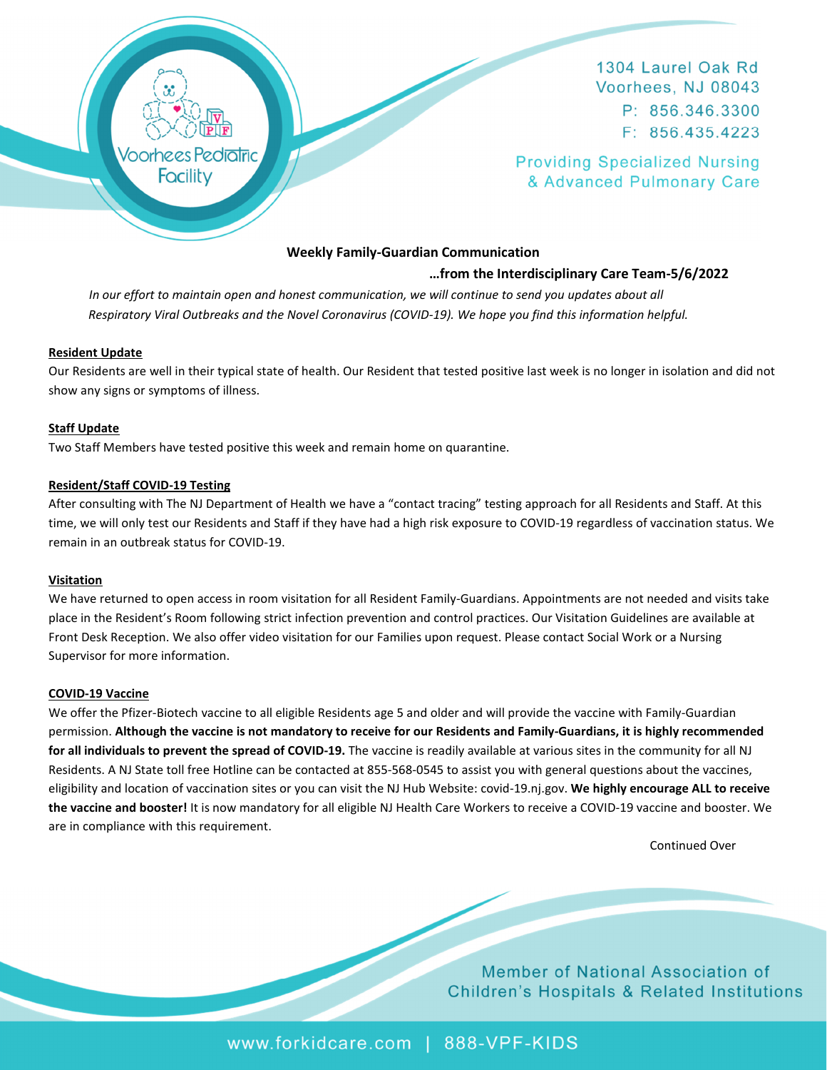Voorhees Pediatric Facility

1304 Laurel Oak Rd
Voorhees, NJ 08043
P: 856.346.3300
F: 856.435.4223

Providing Specialized Nursing & Advanced Pulmonary Care

**Weekly Family-Guardian Communication**

**…from the Interdisciplinary Care Team-5/6/2022**

*In our effort to maintain open and honest communication, we will continue to send you updates about all Respiratory Viral Outbreaks and the Novel Coronavirus (COVID-19). We hope you find this information helpful.*

**Resident Update**

Our Residents are well in their typical state of health. Our Resident that tested positive last week is no longer in isolation and did not show any signs or symptoms of illness.

**Staff Update**

Two Staff Members have tested positive this week and remain home on quarantine.

**Resident/Staff COVID-19 Testing**

After consulting with The NJ Department of Health we have a "contact tracing" testing approach for all Residents and Staff. At this time, we will only test our Residents and Staff if they have had a high risk exposure to COVID-19 regardless of vaccination status. We remain in an outbreak status for COVID-19.

**Visitation**

We have returned to open access in room visitation for all Resident Family-Guardians. Appointments are not needed and visits take place in the Resident's Room following strict infection prevention and control practices. Our Visitation Guidelines are available at Front Desk Reception. We also offer video visitation for our Families upon request. Please contact Social Work or a Nursing Supervisor for more information.

**COVID-19 Vaccine**

We offer the Pfizer-Biotech vaccine to all eligible Residents age 5 and older and will provide the vaccine with Family-Guardian permission. **Although the vaccine is not mandatory to receive for our Residents and Family-Guardians, it is highly recommended for all individuals to prevent the spread of COVID-19.** The vaccine is readily available at various sites in the community for all NJ Residents. A NJ State toll free Hotline can be contacted at 855-568-0545 to assist you with general questions about the vaccines, eligibility and location of vaccination sites or you can visit the NJ Hub Website: covid-19.nj.gov. **We highly encourage ALL to receive the vaccine and booster!** It is now mandatory for all eligible NJ Health Care Workers to receive a COVID-19 vaccine and booster. We are in compliance with this requirement.

Continued Over

Member of National Association of Children's Hospitals & Related Institutions

www.forkidcare.com | 888-VPF-KIDS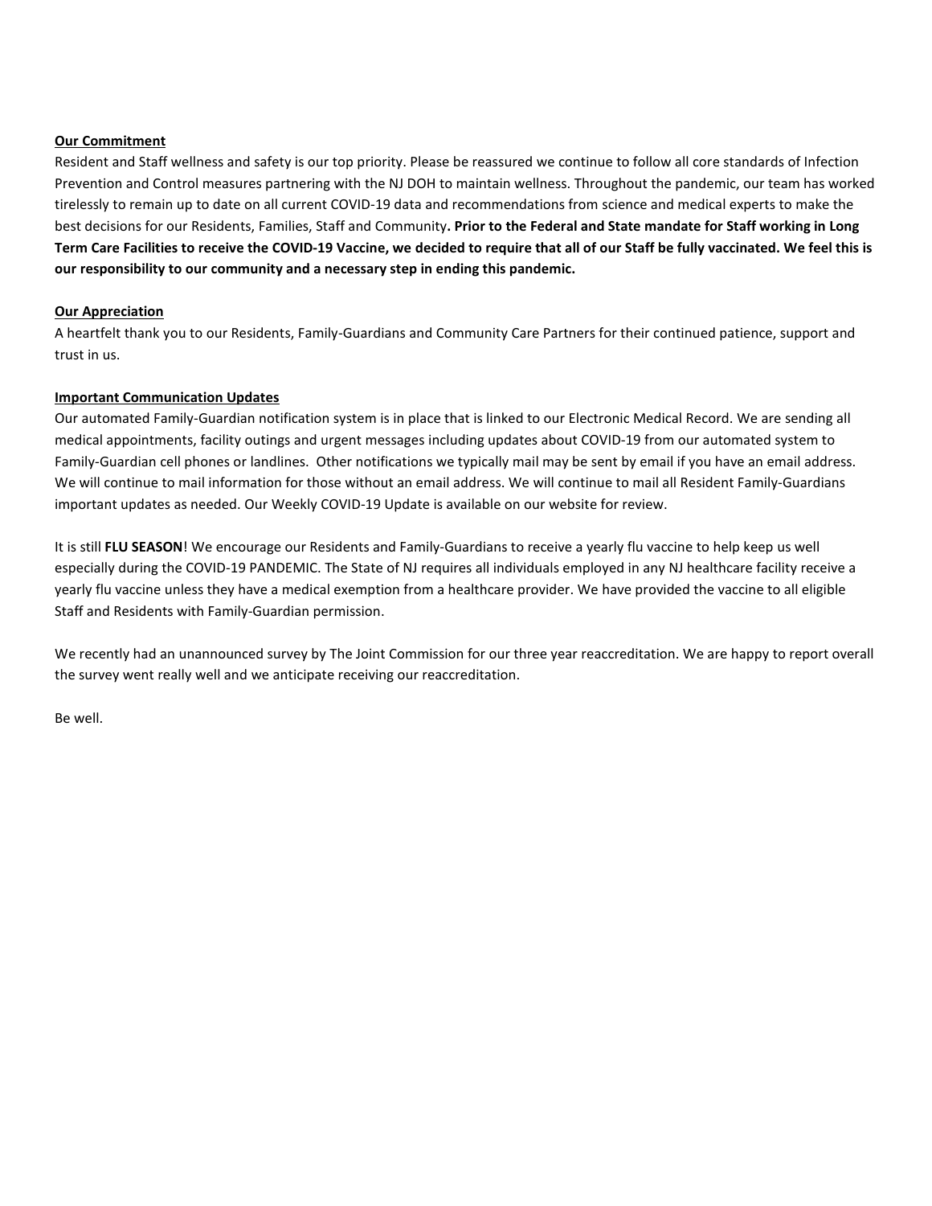**Our Commitment**

Resident and Staff wellness and safety is our top priority. Please be reassured we continue to follow all core standards of Infection Prevention and Control measures partnering with the NJ DOH to maintain wellness. Throughout the pandemic, our team has worked tirelessly to remain up to date on all current COVID-19 data and recommendations from science and medical experts to make the best decisions for our Residents, Families, Staff and Community**. Prior to the Federal and State mandate for Staff working in Long Term Care Facilities to receive the COVID-19 Vaccine, we decided to require that all of our Staff be fully vaccinated. We feel this is our responsibility to our community and a necessary step in ending this pandemic.**

**Our Appreciation**

A heartfelt thank you to our Residents, Family-Guardians and Community Care Partners for their continued patience, support and trust in us.

**Important Communication Updates**

Our automated Family-Guardian notification system is in place that is linked to our Electronic Medical Record. We are sending all medical appointments, facility outings and urgent messages including updates about COVID-19 from our automated system to Family-Guardian cell phones or landlines. Other notifications we typically mail may be sent by email if you have an email address. We will continue to mail information for those without an email address. We will continue to mail all Resident Family-Guardians important updates as needed. Our Weekly COVID-19 Update is available on our website for review.

It is still **FLU SEASON**! We encourage our Residents and Family-Guardians to receive a yearly flu vaccine to help keep us well especially during the COVID-19 PANDEMIC. The State of NJ requires all individuals employed in any NJ healthcare facility receive a yearly flu vaccine unless they have a medical exemption from a healthcare provider. We have provided the vaccine to all eligible Staff and Residents with Family-Guardian permission.

We recently had an unannounced survey by The Joint Commission for our three year reaccreditation. We are happy to report overall the survey went really well and we anticipate receiving our reaccreditation.

Be well.